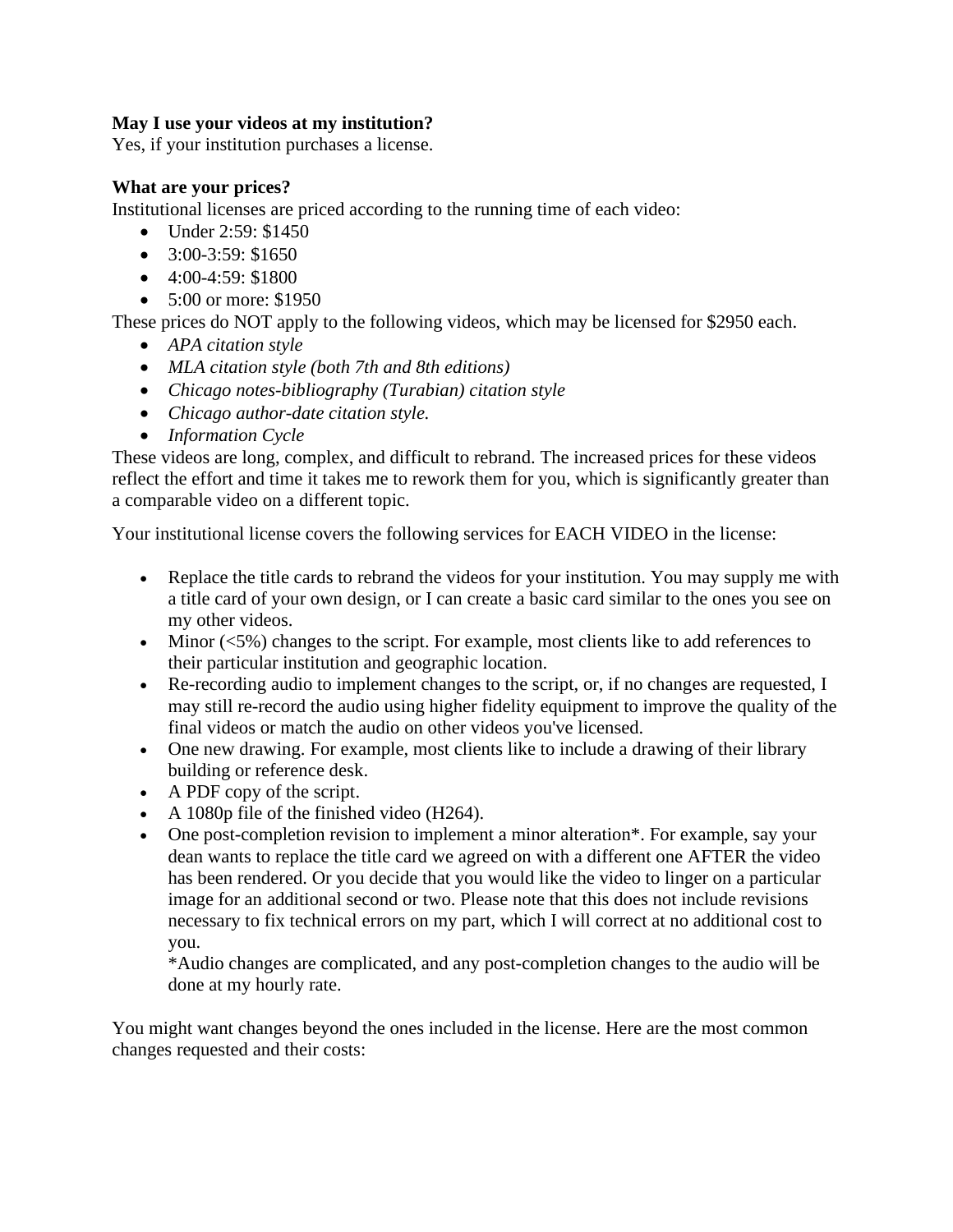**May I use your videos at my institution?**
Yes, if your institution purchases a license.

**What are your prices?**
Institutional licenses are priced according to the running time of each video:

- Under 2:59: $1450
- 3:00-3:59: $1650
- 4:00-4:59: $1800
- 5:00 or more: $1950

These prices do NOT apply to the following videos, which may be licensed for $2950 each.

- *APA citation style*
- *MLA citation style (both 7th and 8th editions)*
- *Chicago notes-bibliography (Turabian) citation style*
- *Chicago author-date citation style.*
- *Information Cycle*

These videos are long, complex, and difficult to rebrand. The increased prices for these videos reflect the effort and time it takes me to rework them for you, which is significantly greater than a comparable video on a different topic.

Your institutional license covers the following services for EACH VIDEO in the license:

- Replace the title cards to rebrand the videos for your institution. You may supply me with a title card of your own design, or I can create a basic card similar to the ones you see on my other videos.
- Minor (<5%) changes to the script. For example, most clients like to add references to their particular institution and geographic location.
- Re-recording audio to implement changes to the script, or, if no changes are requested, I may still re-record the audio using higher fidelity equipment to improve the quality of the final videos or match the audio on other videos you've licensed.
- One new drawing. For example, most clients like to include a drawing of their library building or reference desk.
- A PDF copy of the script.
- A 1080p file of the finished video (H264).
- One post-completion revision to implement a minor alteration*. For example, say your dean wants to replace the title card we agreed on with a different one AFTER the video has been rendered. Or you decide that you would like the video to linger on a particular image for an additional second or two. Please note that this does not include revisions necessary to fix technical errors on my part, which I will correct at no additional cost to you.
  *Audio changes are complicated, and any post-completion changes to the audio will be done at my hourly rate.

You might want changes beyond the ones included in the license. Here are the most common changes requested and their costs: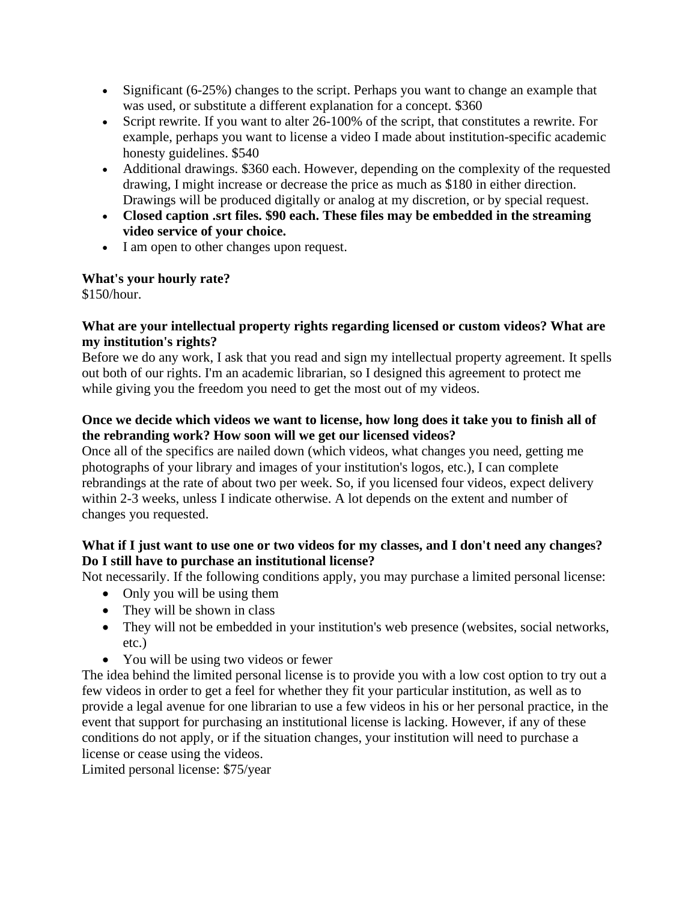- Significant (6-25%) changes to the script. Perhaps you want to change an example that was used, or substitute a different explanation for a concept. $360
- Script rewrite. If you want to alter 26-100% of the script, that constitutes a rewrite. For example, perhaps you want to license a video I made about institution-specific academic honesty guidelines. $540
- Additional drawings. $360 each. However, depending on the complexity of the requested drawing, I might increase or decrease the price as much as $180 in either direction. Drawings will be produced digitally or analog at my discretion, or by special request.
- **Closed caption .srt files. $90 each. These files may be embedded in the streaming video service of your choice.**
- I am open to other changes upon request.

**What's your hourly rate?**
$150/hour.

**What are your intellectual property rights regarding licensed or custom videos? What are my institution's rights?**
Before we do any work, I ask that you read and sign my intellectual property agreement. It spells out both of our rights. I'm an academic librarian, so I designed this agreement to protect me while giving you the freedom you need to get the most out of my videos.

**Once we decide which videos we want to license, how long does it take you to finish all of the rebranding work? How soon will we get our licensed videos?**
Once all of the specifics are nailed down (which videos, what changes you need, getting me photographs of your library and images of your institution's logos, etc.), I can complete rebrandings at the rate of about two per week. So, if you licensed four videos, expect delivery within 2-3 weeks, unless I indicate otherwise. A lot depends on the extent and number of changes you requested.

**What if I just want to use one or two videos for my classes, and I don't need any changes? Do I still have to purchase an institutional license?**
Not necessarily. If the following conditions apply, you may purchase a limited personal license:

- Only you will be using them
- They will be shown in class
- They will not be embedded in your institution's web presence (websites, social networks, etc.)
- You will be using two videos or fewer

The idea behind the limited personal license is to provide you with a low cost option to try out a few videos in order to get a feel for whether they fit your particular institution, as well as to provide a legal avenue for one librarian to use a few videos in his or her personal practice, in the event that support for purchasing an institutional license is lacking. However, if any of these conditions do not apply, or if the situation changes, your institution will need to purchase a license or cease using the videos.
Limited personal license: $75/year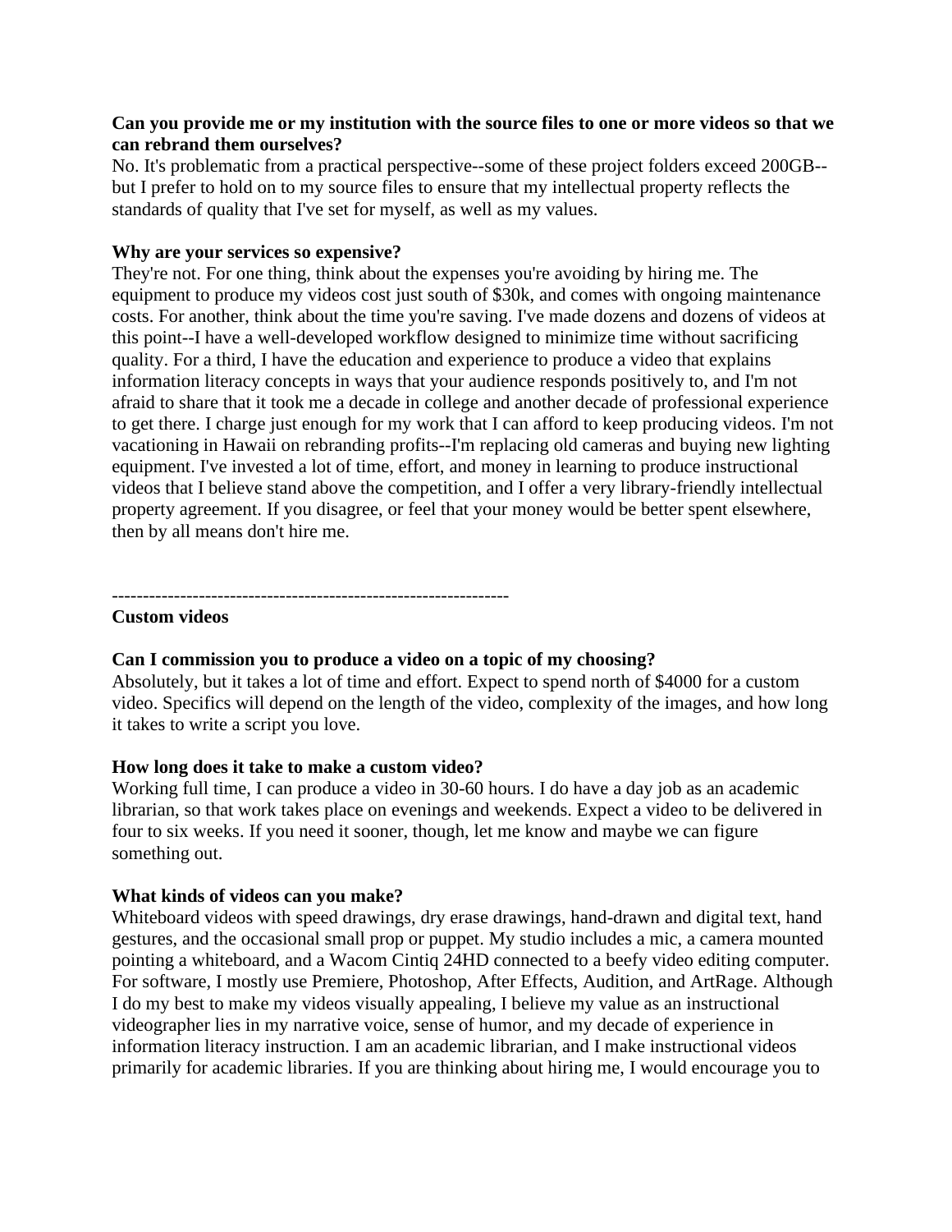**Can you provide me or my institution with the source files to one or more videos so that we can rebrand them ourselves?**
No. It's problematic from a practical perspective--some of these project folders exceed 200GB--but I prefer to hold on to my source files to ensure that my intellectual property reflects the standards of quality that I've set for myself, as well as my values.

**Why are your services so expensive?**
They're not. For one thing, think about the expenses you're avoiding by hiring me. The equipment to produce my videos cost just south of $30k, and comes with ongoing maintenance costs. For another, think about the time you're saving. I've made dozens and dozens of videos at this point--I have a well-developed workflow designed to minimize time without sacrificing quality. For a third, I have the education and experience to produce a video that explains information literacy concepts in ways that your audience responds positively to, and I'm not afraid to share that it took me a decade in college and another decade of professional experience to get there. I charge just enough for my work that I can afford to keep producing videos. I'm not vacationing in Hawaii on rebranding profits--I'm replacing old cameras and buying new lighting equipment. I've invested a lot of time, effort, and money in learning to produce instructional videos that I believe stand above the competition, and I offer a very library-friendly intellectual property agreement. If you disagree, or feel that your money would be better spent elsewhere, then by all means don't hire me.

----------------------------------------------------------------

**Custom videos**

**Can I commission you to produce a video on a topic of my choosing?**
Absolutely, but it takes a lot of time and effort. Expect to spend north of $4000 for a custom video. Specifics will depend on the length of the video, complexity of the images, and how long it takes to write a script you love.

**How long does it take to make a custom video?**
Working full time, I can produce a video in 30-60 hours. I do have a day job as an academic librarian, so that work takes place on evenings and weekends. Expect a video to be delivered in four to six weeks. If you need it sooner, though, let me know and maybe we can figure something out.

**What kinds of videos can you make?**
Whiteboard videos with speed drawings, dry erase drawings, hand-drawn and digital text, hand gestures, and the occasional small prop or puppet. My studio includes a mic, a camera mounted pointing a whiteboard, and a Wacom Cintiq 24HD connected to a beefy video editing computer. For software, I mostly use Premiere, Photoshop, After Effects, Audition, and ArtRage. Although I do my best to make my videos visually appealing, I believe my value as an instructional videographer lies in my narrative voice, sense of humor, and my decade of experience in information literacy instruction. I am an academic librarian, and I make instructional videos primarily for academic libraries. If you are thinking about hiring me, I would encourage you to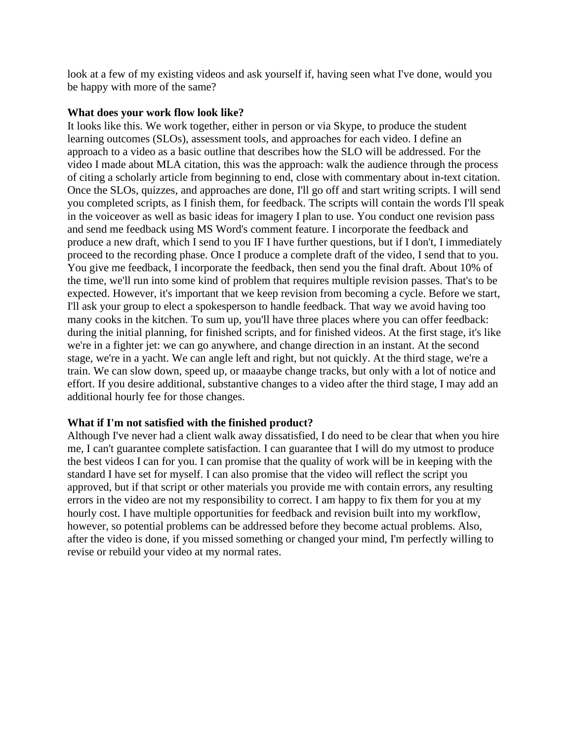look at a few of my existing videos and ask yourself if, having seen what I've done, would you be happy with more of the same?

**What does your work flow look like?**

It looks like this. We work together, either in person or via Skype, to produce the student learning outcomes (SLOs), assessment tools, and approaches for each video. I define an approach to a video as a basic outline that describes how the SLO will be addressed. For the video I made about MLA citation, this was the approach: walk the audience through the process of citing a scholarly article from beginning to end, close with commentary about in-text citation. Once the SLOs, quizzes, and approaches are done, I'll go off and start writing scripts. I will send you completed scripts, as I finish them, for feedback. The scripts will contain the words I'll speak in the voiceover as well as basic ideas for imagery I plan to use. You conduct one revision pass and send me feedback using MS Word's comment feature. I incorporate the feedback and produce a new draft, which I send to you IF I have further questions, but if I don't, I immediately proceed to the recording phase. Once I produce a complete draft of the video, I send that to you. You give me feedback, I incorporate the feedback, then send you the final draft. About 10% of the time, we'll run into some kind of problem that requires multiple revision passes. That's to be expected. However, it's important that we keep revision from becoming a cycle. Before we start, I'll ask your group to elect a spokesperson to handle feedback. That way we avoid having too many cooks in the kitchen. To sum up, you'll have three places where you can offer feedback: during the initial planning, for finished scripts, and for finished videos. At the first stage, it's like we're in a fighter jet: we can go anywhere, and change direction in an instant. At the second stage, we're in a yacht. We can angle left and right, but not quickly. At the third stage, we're a train. We can slow down, speed up, or maaaybe change tracks, but only with a lot of notice and effort. If you desire additional, substantive changes to a video after the third stage, I may add an additional hourly fee for those changes.

**What if I'm not satisfied with the finished product?**

Although I've never had a client walk away dissatisfied, I do need to be clear that when you hire me, I can't guarantee complete satisfaction. I can guarantee that I will do my utmost to produce the best videos I can for you. I can promise that the quality of work will be in keeping with the standard I have set for myself. I can also promise that the video will reflect the script you approved, but if that script or other materials you provide me with contain errors, any resulting errors in the video are not my responsibility to correct. I am happy to fix them for you at my hourly cost. I have multiple opportunities for feedback and revision built into my workflow, however, so potential problems can be addressed before they become actual problems. Also, after the video is done, if you missed something or changed your mind, I'm perfectly willing to revise or rebuild your video at my normal rates.